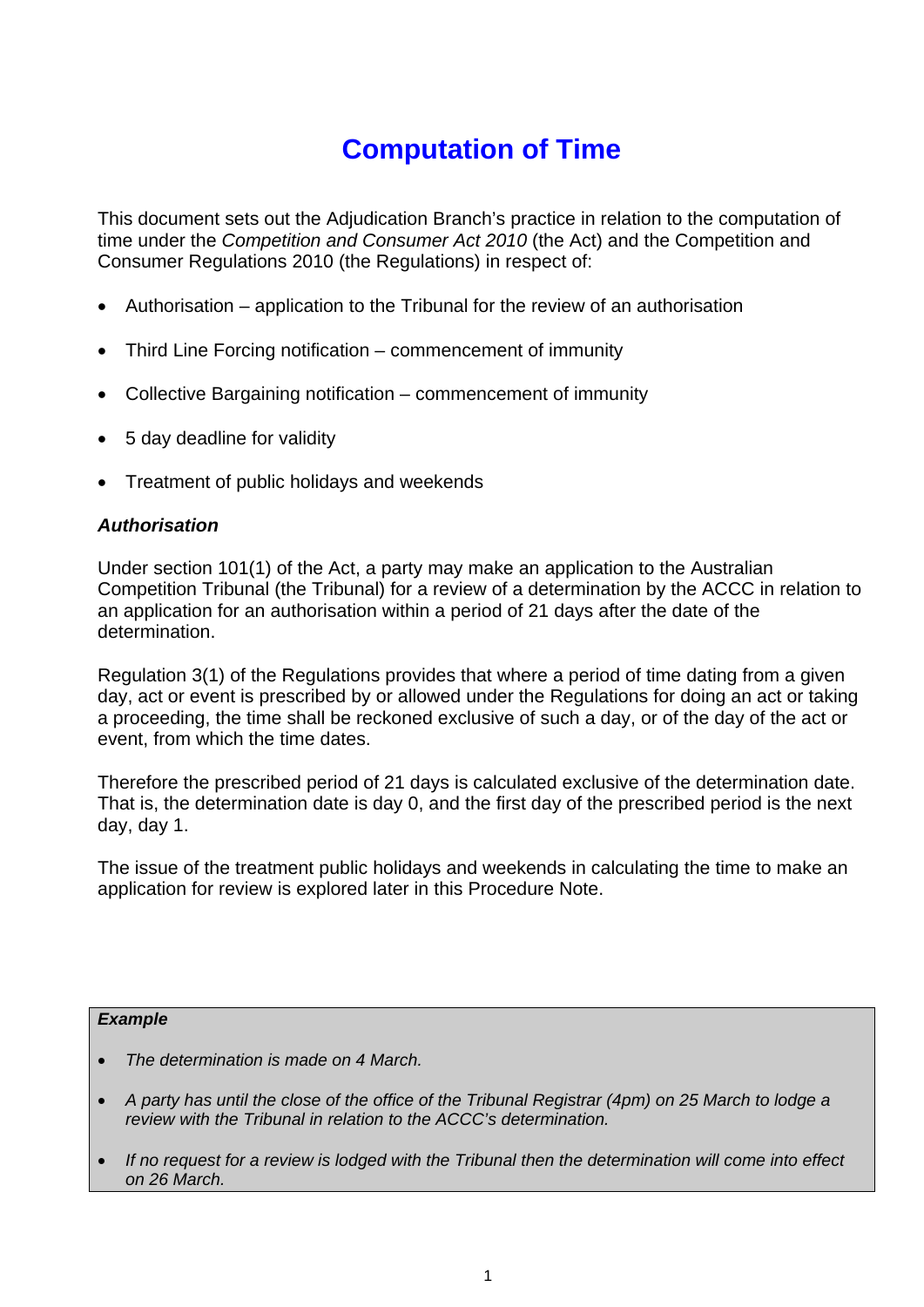# Computation of Time

This document sets out the Adjudication Branch's practice in relation to the computation of time under the *Competition and Consumer Act 2010* (the Act) and the Competition and Consumer Regulations 2010 (the Regulations) in respect of:

- Authorisation – application to the Tribunal for the review of an authorisation
- Third Line Forcing notification – commencement of immunity
- Collective Bargaining notification – commencement of immunity
- 5 day deadline for validity
- Treatment of public holidays and weekends

### *Authorisation*

Under section 101(1) of the Act, a party may make an application to the Australian Competition Tribunal (the Tribunal) for a review of a determination by the ACCC in relation to an application for an authorisation within a period of 21 days after the date of the determination.

Regulation 3(1) of the Regulations provides that where a period of time dating from a given day, act or event is prescribed by or allowed under the Regulations for doing an act or taking a proceeding, the time shall be reckoned exclusive of such a day, or of the day of the act or event, from which the time dates.

Therefore the prescribed period of 21 days is calculated exclusive of the determination date. That is, the determination date is day 0, and the first day of the prescribed period is the next day, day 1.

The issue of the treatment public holidays and weekends in calculating the time to make an application for review is explored later in this Procedure Note.

> ***Example***
>
> - *The determination is made on 4 March.*
> - *A party has until the close of the office of the Tribunal Registrar (4pm) on 25 March to lodge a review with the Tribunal in relation to the ACCC's determination.*
> - *If no request for a review is lodged with the Tribunal then the determination will come into effect on 26 March.*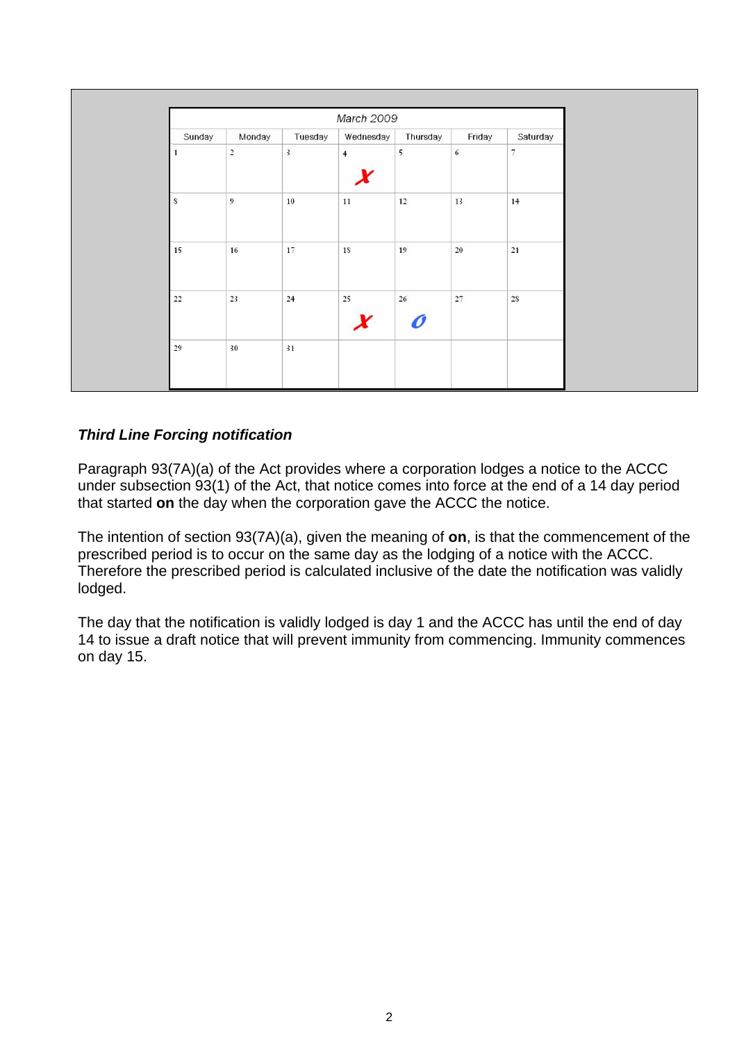| March 2009 | | | | | | |
|---|---|---|---|---|---|---|
| Sunday | Monday | Tuesday | Wednesday | Thursday | Friday | Saturday |
| 1 | 2 | 3 | 4 X | 5 | 6 | 7 |
| 8 | 9 | 10 | 11 | 12 | 13 | 14 |
| 15 | 16 | 17 | 18 | 19 | 20 | 21 |
| 22 | 23 | 24 | 25 X | 26 O | 27 | 28 |
| 29 | 30 | 31 | | | | |

***Third Line Forcing notification***

Paragraph 93(7A)(a) of the Act provides where a corporation lodges a notice to the ACCC under subsection 93(1) of the Act, that notice comes into force at the end of a 14 day period that started **on** the day when the corporation gave the ACCC the notice.

The intention of section 93(7A)(a), given the meaning of **on**, is that the commencement of the prescribed period is to occur on the same day as the lodging of a notice with the ACCC. Therefore the prescribed period is calculated inclusive of the date the notification was validly lodged.

The day that the notification is validly lodged is day 1 and the ACCC has until the end of day 14 to issue a draft notice that will prevent immunity from commencing. Immunity commences on day 15.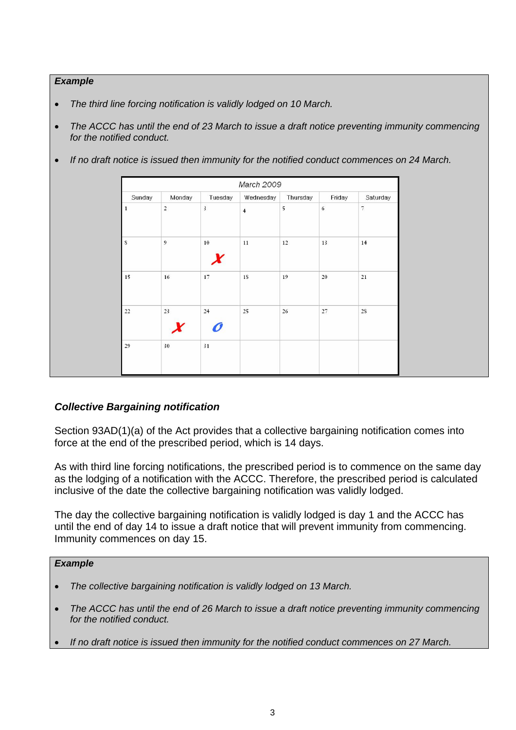**Example**

- *The third line forcing notification is validly lodged on 10 March.*
- *The ACCC has until the end of 23 March to issue a draft notice preventing immunity commencing for the notified conduct.*
- *If no draft notice is issued then immunity for the notified conduct commences on 24 March.*

| March 2009 | | | | | | |
|---|---|---|---|---|---|---|
| Sunday | Monday | Tuesday | Wednesday | Thursday | Friday | Saturday |
| 1 | 2 | 3 | 4 | 5 | 6 | 7 |
| 8 | 9 | 10 ✗ | 11 | 12 | 13 | 14 |
| 15 | 16 | 17 | 18 | 19 | 20 | 21 |
| 22 | 23 ✗ | 24 O | 25 | 26 | 27 | 28 |
| 29 | 30 | 31 | | | | |

### *Collective Bargaining notification*

Section 93AD(1)(a) of the Act provides that a collective bargaining notification comes into force at the end of the prescribed period, which is 14 days.

As with third line forcing notifications, the prescribed period is to commence on the same day as the lodging of a notification with the ACCC. Therefore, the prescribed period is calculated inclusive of the date the collective bargaining notification was validly lodged.

The day the collective bargaining notification is validly lodged is day 1 and the ACCC has until the end of day 14 to issue a draft notice that will prevent immunity from commencing. Immunity commences on day 15.

**Example**

- *The collective bargaining notification is validly lodged on 13 March.*
- *The ACCC has until the end of 26 March to issue a draft notice preventing immunity commencing for the notified conduct.*
- *If no draft notice is issued then immunity for the notified conduct commences on 27 March.*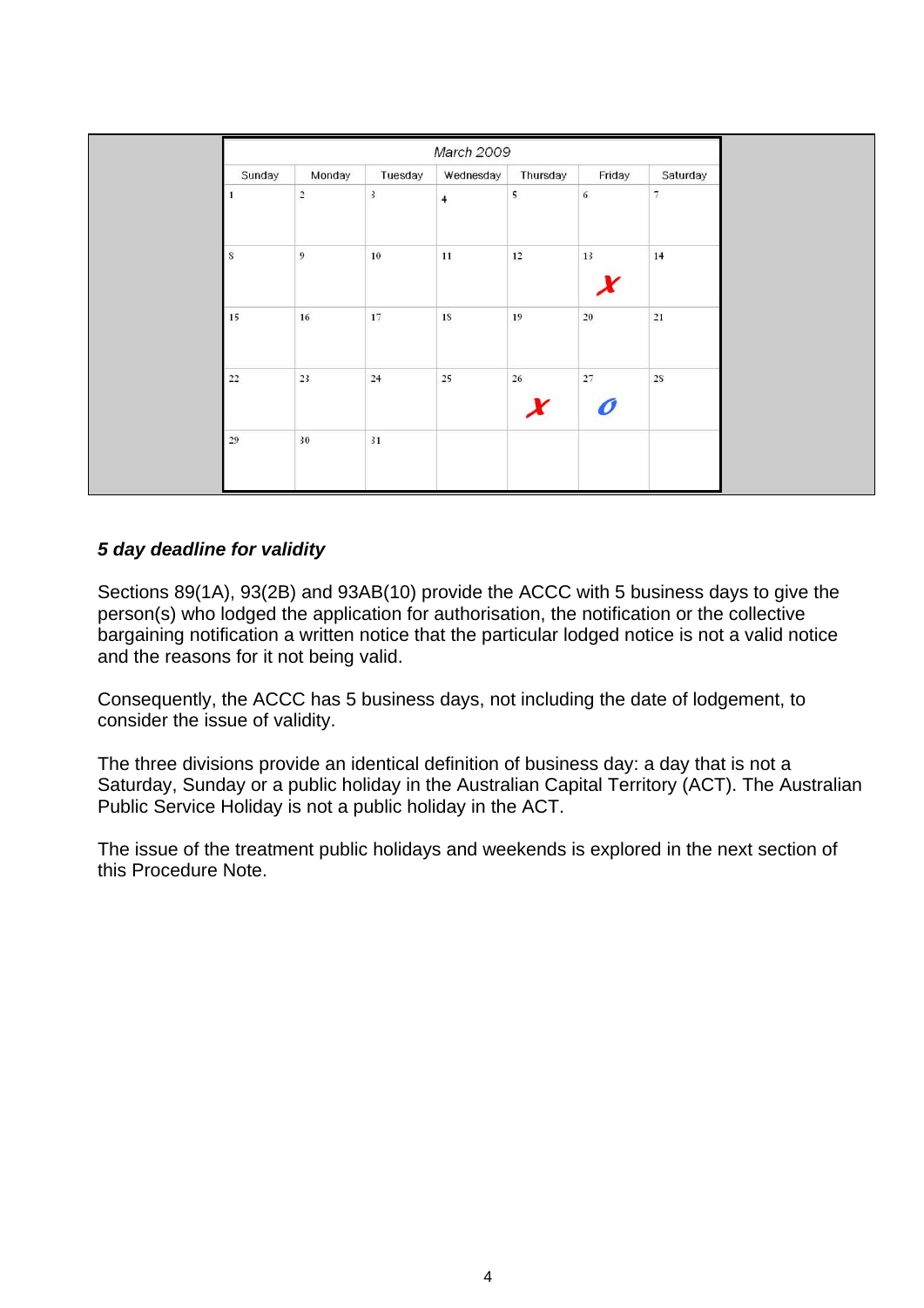| March 2009 | | | | | | |
|---|---|---|---|---|---|---|
| Sunday | Monday | Tuesday | Wednesday | Thursday | Friday | Saturday |
| 1 | 2 | 3 | 4 | 5 | 6 | 7 |
| 8 | 9 | 10 | 11 | 12 | 13 ✗ | 14 |
| 15 | 16 | 17 | 18 | 19 | 20 | 21 |
| 22 | 23 | 24 | 25 | 26 ✗ | 27 O | 28 |
| 29 | 30 | 31 | | | | |

***5 day deadline for validity***

Sections 89(1A), 93(2B) and 93AB(10) provide the ACCC with 5 business days to give the person(s) who lodged the application for authorisation, the notification or the collective bargaining notification a written notice that the particular lodged notice is not a valid notice and the reasons for it not being valid.

Consequently, the ACCC has 5 business days, not including the date of lodgement, to consider the issue of validity.

The three divisions provide an identical definition of business day: a day that is not a Saturday, Sunday or a public holiday in the Australian Capital Territory (ACT). The Australian Public Service Holiday is not a public holiday in the ACT.

The issue of the treatment public holidays and weekends is explored in the next section of this Procedure Note.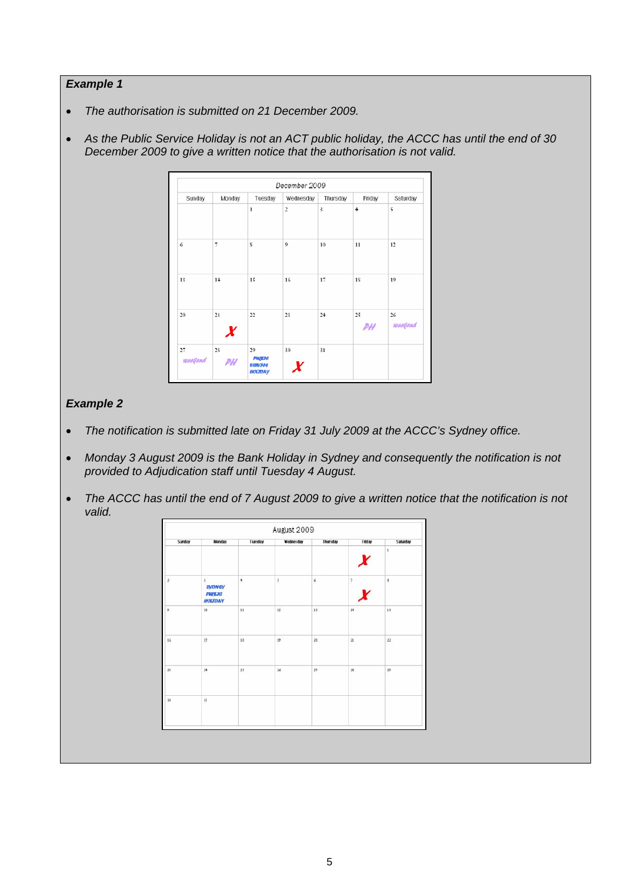***Example 1***

- *The authorisation is submitted on 21 December 2009.*
- *As the Public Service Holiday is not an ACT public holiday, the ACCC has until the end of 30 December 2009 to give a written notice that the authorisation is not valid.*

| December 2009 | | | | | | |
|---|---|---|---|---|---|---|
| Sunday | Monday | Tuesday | Wednesday | Thursday | Friday | Saturday |
| | | 1 | 2 | 3 | 4 | 5 |
| 6 | 7 | 8 | 9 | 10 | 11 | 12 |
| 13 | 14 | 15 | 16 | 17 | 18 | 19 |
| 20 | 21 X | 22 | 23 | 24 | 25 PH | 26 weekend |
| 27 weekend | 28 PH | 29 Public Service Holiday | 30 X | 31 | | |

***Example 2***

- *The notification is submitted late on Friday 31 July 2009 at the ACCC's Sydney office.*
- *Monday 3 August 2009 is the Bank Holiday in Sydney and consequently the notification is not provided to Adjudication staff until Tuesday 4 August.*
- *The ACCC has until the end of 7 August 2009 to give a written notice that the notification is not valid.*

| August 2009 | | | | | | |
|---|---|---|---|---|---|---|
| Sunday | Monday | Tuesday | Wednesday | Thursday | Friday | Saturday |
| | | | | | X | 1 |
| 2 | 3 Sydney Public Holiday | 4 | 5 | 6 | 7 X | 8 |
| 9 | 10 | 11 | 12 | 13 | 14 | 15 |
| 16 | 17 | 18 | 19 | 20 | 21 | 22 |
| 23 | 24 | 25 | 26 | 27 | 28 | 29 |
| 30 | 31 | | | | | |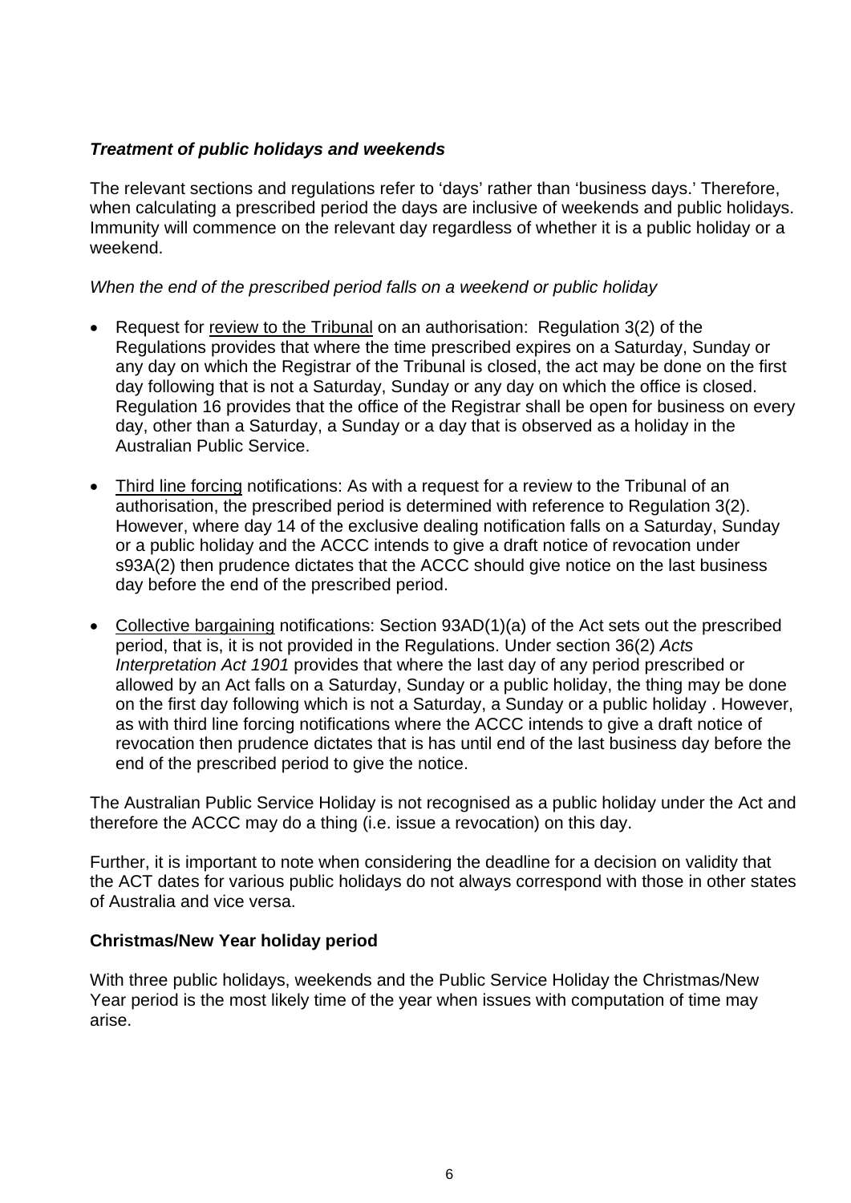### ***Treatment of public holidays and weekends***

The relevant sections and regulations refer to 'days' rather than 'business days.' Therefore, when calculating a prescribed period the days are inclusive of weekends and public holidays. Immunity will commence on the relevant day regardless of whether it is a public holiday or a weekend.

*When the end of the prescribed period falls on a weekend or public holiday*

- Request for <u>review to the Tribunal</u> on an authorisation: Regulation 3(2) of the Regulations provides that where the time prescribed expires on a Saturday, Sunday or any day on which the Registrar of the Tribunal is closed, the act may be done on the first day following that is not a Saturday, Sunday or any day on which the office is closed. Regulation 16 provides that the office of the Registrar shall be open for business on every day, other than a Saturday, a Sunday or a day that is observed as a holiday in the Australian Public Service.

- <u>Third line forcing</u> notifications: As with a request for a review to the Tribunal of an authorisation, the prescribed period is determined with reference to Regulation 3(2). However, where day 14 of the exclusive dealing notification falls on a Saturday, Sunday or a public holiday and the ACCC intends to give a draft notice of revocation under s93A(2) then prudence dictates that the ACCC should give notice on the last business day before the end of the prescribed period.

- <u>Collective bargaining</u> notifications: Section 93AD(1)(a) of the Act sets out the prescribed period, that is, it is not provided in the Regulations. Under section 36(2) *Acts Interpretation Act 1901* provides that where the last day of any period prescribed or allowed by an Act falls on a Saturday, Sunday or a public holiday, the thing may be done on the first day following which is not a Saturday, a Sunday or a public holiday . However, as with third line forcing notifications where the ACCC intends to give a draft notice of revocation then prudence dictates that is has until end of the last business day before the end of the prescribed period to give the notice.

The Australian Public Service Holiday is not recognised as a public holiday under the Act and therefore the ACCC may do a thing (i.e. issue a revocation) on this day.

Further, it is important to note when considering the deadline for a decision on validity that the ACT dates for various public holidays do not always correspond with those in other states of Australia and vice versa.

### **Christmas/New Year holiday period**

With three public holidays, weekends and the Public Service Holiday the Christmas/New Year period is the most likely time of the year when issues with computation of time may arise.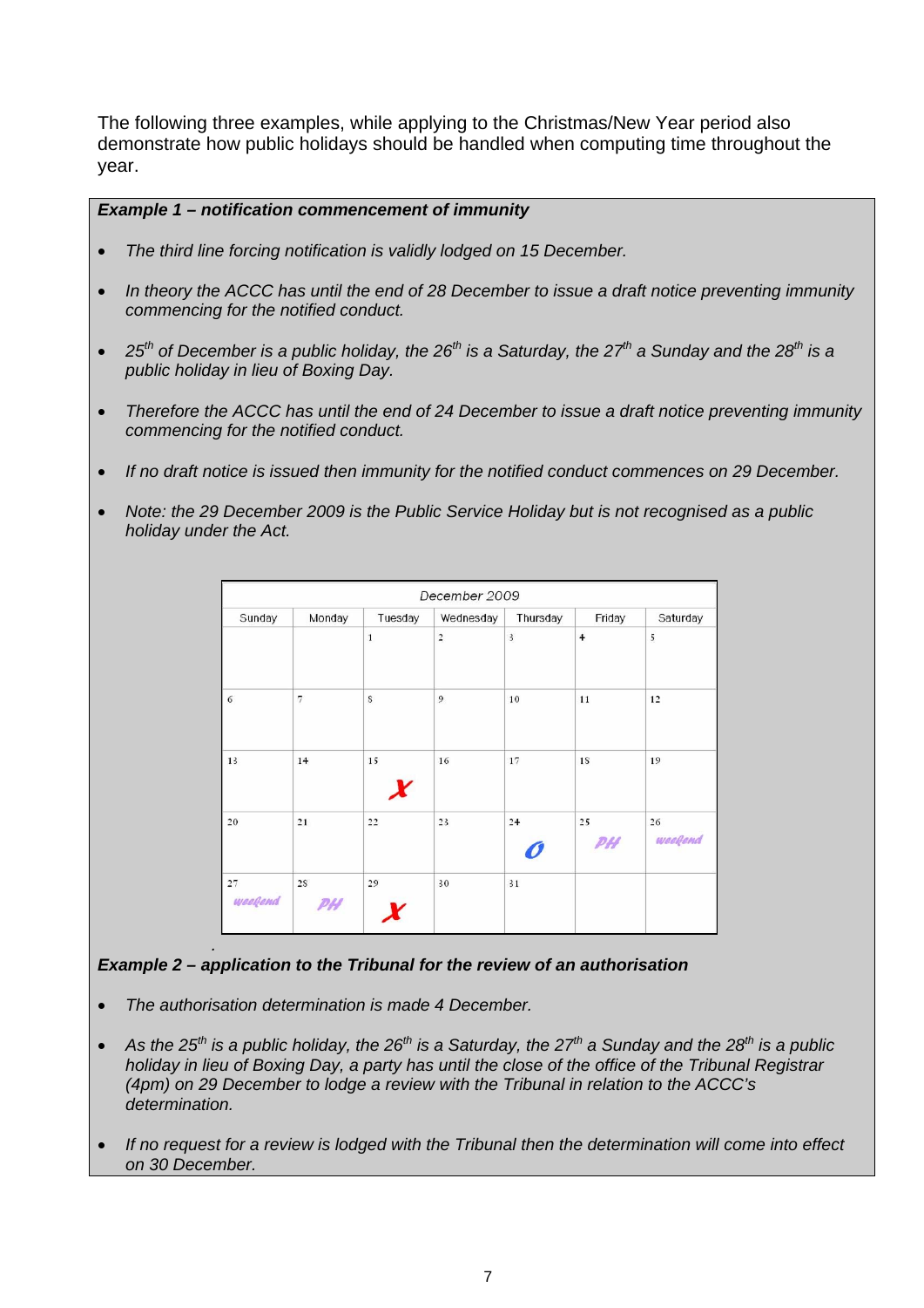The following three examples, while applying to the Christmas/New Year period also demonstrate how public holidays should be handled when computing time throughout the year.

***Example 1 – notification commencement of immunity***

- *The third line forcing notification is validly lodged on 15 December.*
- *In theory the ACCC has until the end of 28 December to issue a draft notice preventing immunity commencing for the notified conduct.*
- *25th of December is a public holiday, the 26th is a Saturday, the 27th a Sunday and the 28th is a public holiday in lieu of Boxing Day.*
- *Therefore the ACCC has until the end of 24 December to issue a draft notice preventing immunity commencing for the notified conduct.*
- *If no draft notice is issued then immunity for the notified conduct commences on 29 December.*
- *Note: the 29 December 2009 is the Public Service Holiday but is not recognised as a public holiday under the Act.*

| December 2009 | | | | | | |
|---|---|---|---|---|---|---|
| Sunday | Monday | Tuesday | Wednesday | Thursday | Friday | Saturday |
| | | 1 | 2 | 3 | 4 | 5 |
| 6 | 7 | 8 | 9 | 10 | 11 | 12 |
| 13 | 14 | 15 X | 16 | 17 | 18 | 19 |
| 20 | 21 | 22 | 23 | 24 O | 25 PH | 26 weekend |
| 27 weekend | 28 PH | 29 X | 30 | 31 | | |

***Example 2 – application to the Tribunal for the review of an authorisation***

- *The authorisation determination is made 4 December.*
- *As the 25th is a public holiday, the 26th is a Saturday, the 27th a Sunday and the 28th is a public holiday in lieu of Boxing Day, a party has until the close of the office of the Tribunal Registrar (4pm) on 29 December to lodge a review with the Tribunal in relation to the ACCC's determination.*
- *If no request for a review is lodged with the Tribunal then the determination will come into effect on 30 December.*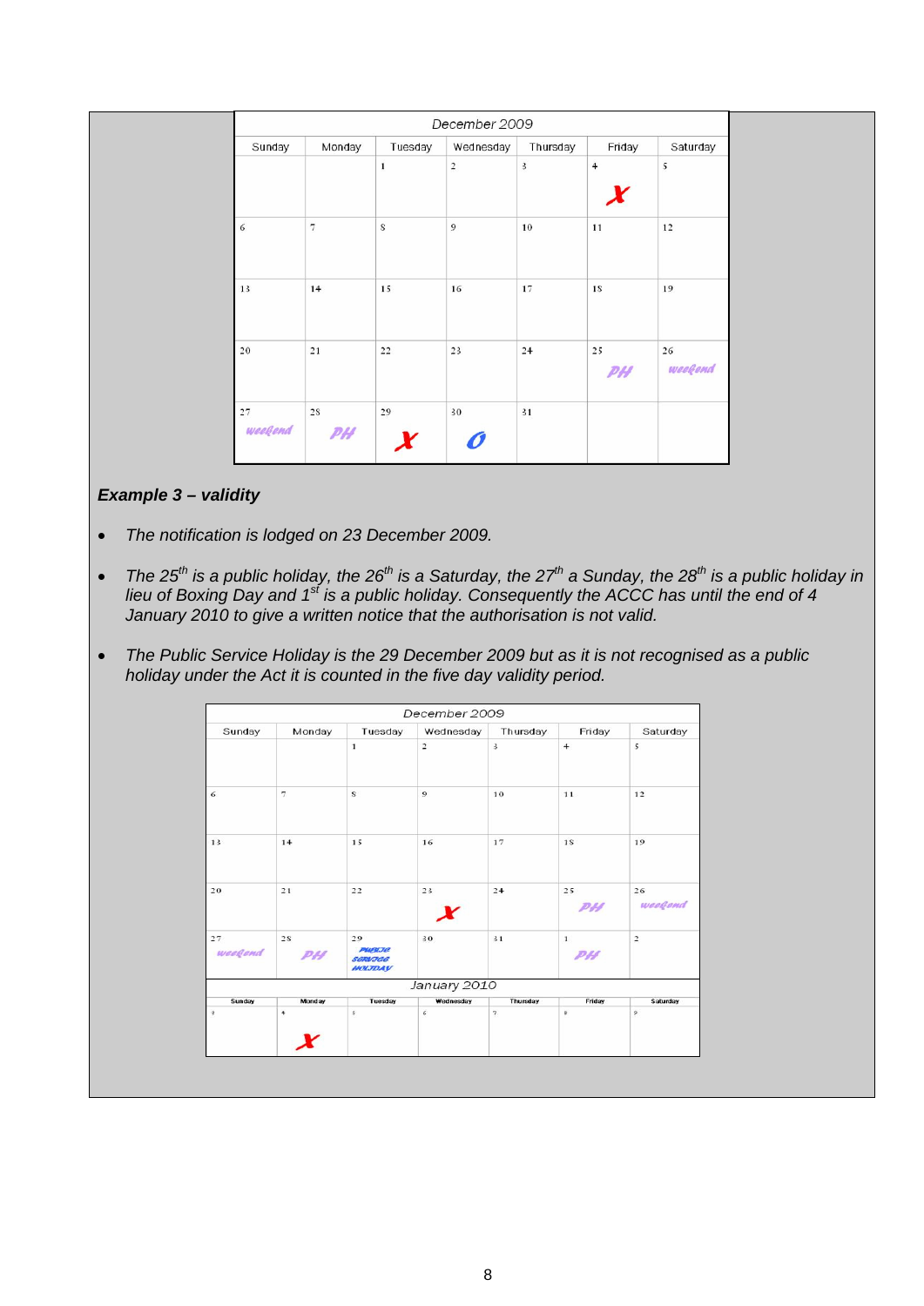| December 2009 | | | | | | |
|---|---|---|---|---|---|---|
| Sunday | Monday | Tuesday | Wednesday | Thursday | Friday | Saturday |
| | | 1 | 2 | 3 | 4 X | 5 |
| 6 | 7 | 8 | 9 | 10 | 11 | 12 |
| 13 | 14 | 15 | 16 | 17 | 18 | 19 |
| 20 | 21 | 22 | 23 | 24 | 25 PH | 26 weekend |
| 27 weekend | 28 PH | 29 X | 30 O | 31 | | |

### *Example 3 – validity*

- *The notification is lodged on 23 December 2009.*
- *The 25th is a public holiday, the 26th is a Saturday, the 27th a Sunday, the 28th is a public holiday in lieu of Boxing Day and 1st is a public holiday. Consequently the ACCC has until the end of 4 January 2010 to give a written notice that the authorisation is not valid.*
- *The Public Service Holiday is the 29 December 2009 but as it is not recognised as a public holiday under the Act it is counted in the five day validity period.*

| December 2009 | | | | | | |
|---|---|---|---|---|---|---|
| Sunday | Monday | Tuesday | Wednesday | Thursday | Friday | Saturday |
| | | 1 | 2 | 3 | 4 | 5 |
| 6 | 7 | 8 | 9 | 10 | 11 | 12 |
| 13 | 14 | 15 | 16 | 17 | 18 | 19 |
| 20 | 21 | 22 | 23 X | 24 | 25 PH | 26 weekend |
| 27 weekend | 28 PH | 29 PUBLIC SERVICE HOLIDAY | 30 | 31 | 1 PH | 2 |

| January 2010 | | | | | | |
|---|---|---|---|---|---|---|
| Sunday | Monday | Tuesday | Wednesday | Thursday | Friday | Saturday |
| 3 | 4 X | 5 | 6 | 7 | 8 | 9 |